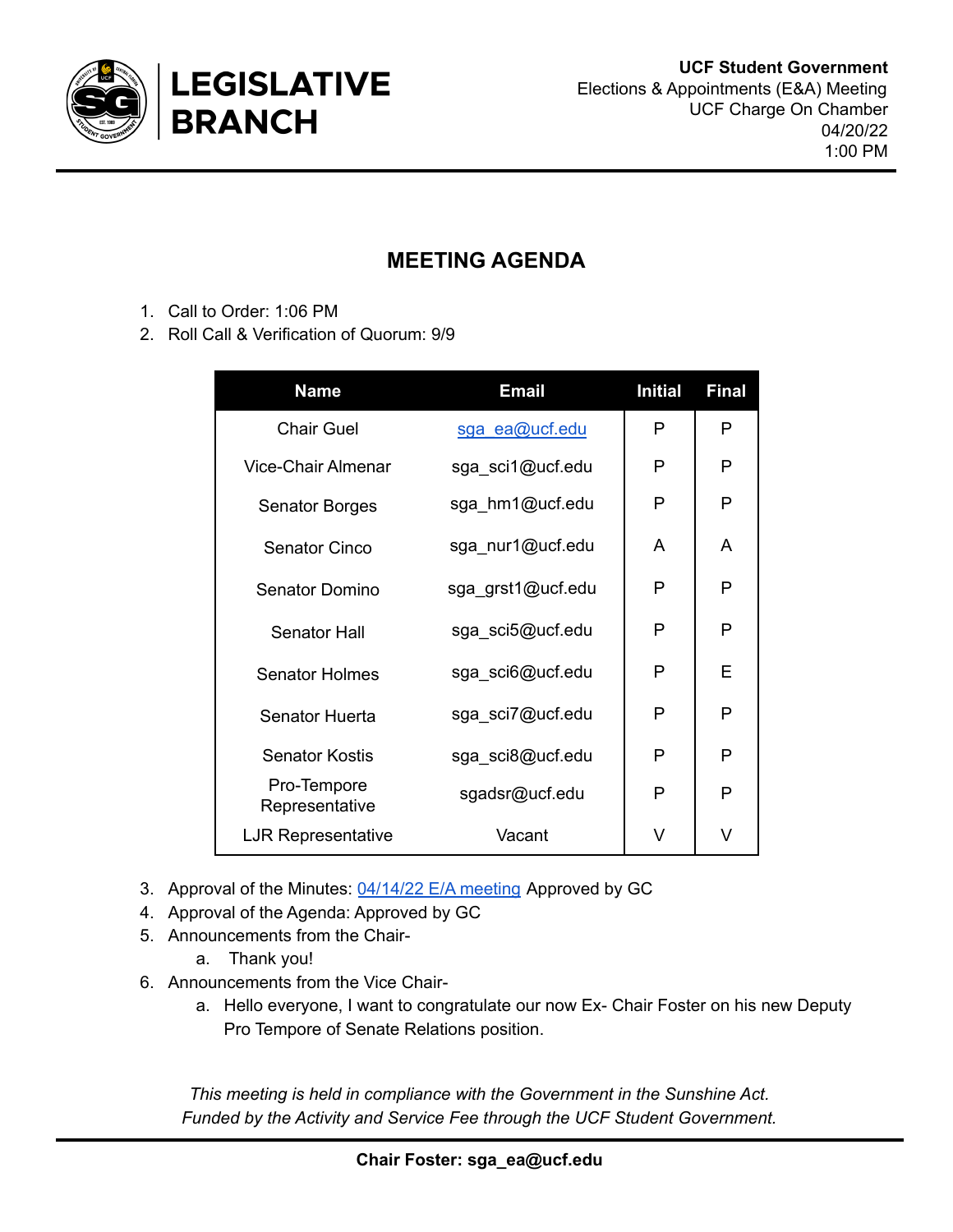**LEGISLATIVE BRANCH**

**UCF Student Government**
Elections & Appointments (E&A) Meeting
UCF Charge On Chamber
04/20/22
1:00 PM

## MEETING AGENDA

1. Call to Order: 1:06 PM
2. Roll Call & Verification of Quorum: 9/9

| Name | Email | Initial | Final |
|---|---|---|---|
| Chair Guel | sga_ea@ucf.edu | P | P |
| Vice-Chair Almenar | sga_sci1@ucf.edu | P | P |
| Senator Borges | sga_hm1@ucf.edu | P | P |
| Senator Cinco | sga_nur1@ucf.edu | A | A |
| Senator Domino | sga_grst1@ucf.edu | P | P |
| Senator Hall | sga_sci5@ucf.edu | P | P |
| Senator Holmes | sga_sci6@ucf.edu | P | E |
| Senator Huerta | sga_sci7@ucf.edu | P | P |
| Senator Kostis | sga_sci8@ucf.edu | P | P |
| Pro-Tempore Representative | sgadsr@ucf.edu | P | P |
| LJR Representative | Vacant | V | V |

3. Approval of the Minutes: 04/14/22 E/A meeting Approved by GC
4. Approval of the Agenda: Approved by GC
5. Announcements from the Chair-
   a. Thank you!
6. Announcements from the Vice Chair-
   a. Hello everyone, I want to congratulate our now Ex- Chair Foster on his new Deputy Pro Tempore of Senate Relations position.

*This meeting is held in compliance with the Government in the Sunshine Act.*
*Funded by the Activity and Service Fee through the UCF Student Government.*

**Chair Foster: sga_ea@ucf.edu**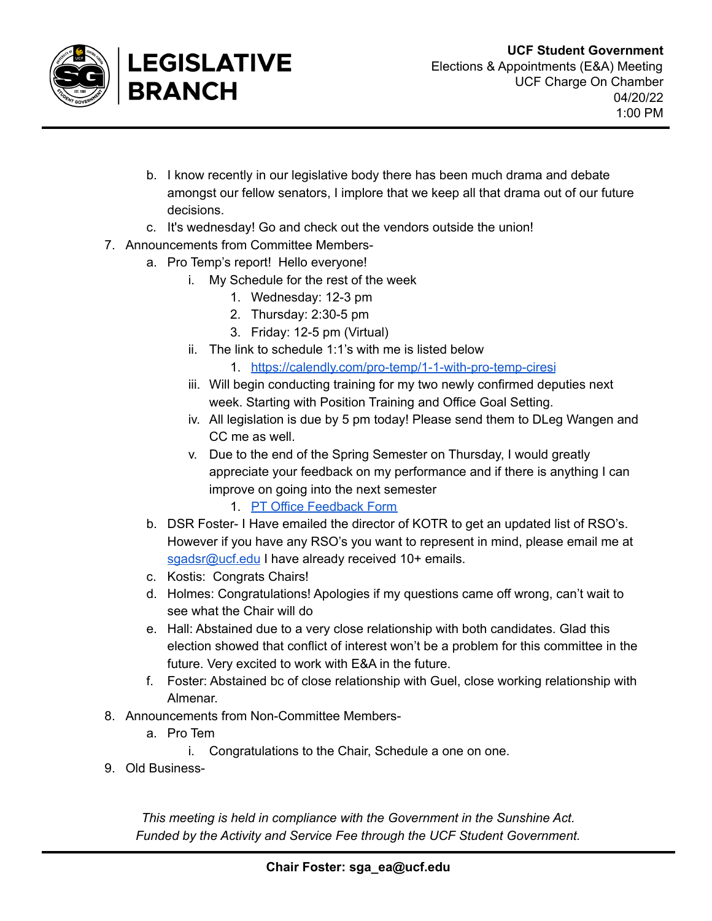b. I know recently in our legislative body there has been much drama and debate amongst our fellow senators, I implore that we keep all that drama out of our future decisions.
   c. It's wednesday! Go and check out the vendors outside the union!

7. Announcements from Committee Members-
   a. Pro Temp's report! Hello everyone!
      i. My Schedule for the rest of the week
         1. Wednesday: 12-3 pm
         2. Thursday: 2:30-5 pm
         3. Friday: 12-5 pm (Virtual)
      ii. The link to schedule 1:1's with me is listed below
         1. [https://calendly.com/pro-temp/1-1-with-pro-temp-ciresi](https://calendly.com/pro-temp/1-1-with-pro-temp-ciresi)
      iii. Will begin conducting training for my two newly confirmed deputies next week. Starting with Position Training and Office Goal Setting.
      iv. All legislation is due by 5 pm today! Please send them to DLeg Wangen and CC me as well.
      v. Due to the end of the Spring Semester on Thursday, I would greatly appreciate your feedback on my performance and if there is anything I can improve on going into the next semester
         1. PT Office Feedback Form
   b. DSR Foster- I Have emailed the director of KOTR to get an updated list of RSO's. However if you have any RSO's you want to represent in mind, please email me at sgadsr@ucf.edu I have already received 10+ emails.
   c. Kostis: Congrats Chairs!
   d. Holmes: Congratulations! Apologies if my questions came off wrong, can't wait to see what the Chair will do
   e. Hall: Abstained due to a very close relationship with both candidates. Glad this election showed that conflict of interest won't be a problem for this committee in the future. Very excited to work with E&A in the future.
   f. Foster: Abstained bc of close relationship with Guel, close working relationship with Almenar.

8. Announcements from Non-Committee Members-
   a. Pro Tem
      i. Congratulations to the Chair, Schedule a one on one.

9. Old Business-

*This meeting is held in compliance with the Government in the Sunshine Act.*
*Funded by the Activity and Service Fee through the UCF Student Government.*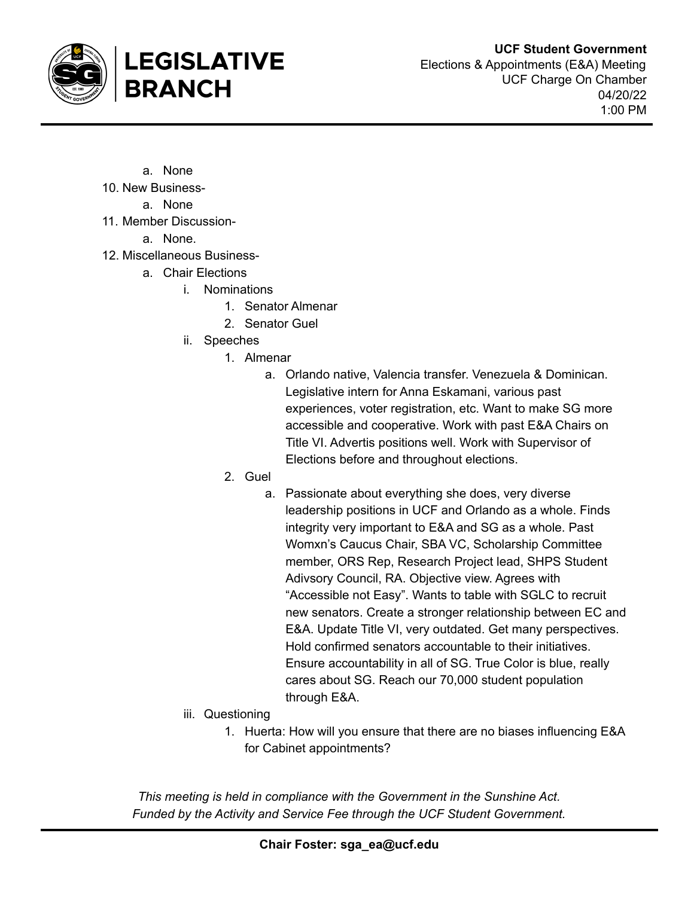a. None

10. New Business-
    a. None
11. Member Discussion-
    a. None.
12. Miscellaneous Business-
    a. Chair Elections
       i. Nominations
          1. Senator Almenar
          2. Senator Guel
       ii. Speeches
          1. Almenar
             a. Orlando native, Valencia transfer. Venezuela & Dominican. Legislative intern for Anna Eskamani, various past experiences, voter registration, etc. Want to make SG more accessible and cooperative. Work with past E&A Chairs on Title VI. Advertis positions well. Work with Supervisor of Elections before and throughout elections.
          2. Guel
             a. Passionate about everything she does, very diverse leadership positions in UCF and Orlando as a whole. Finds integrity very important to E&A and SG as a whole. Past Womxn's Caucus Chair, SBA VC, Scholarship Committee member, ORS Rep, Research Project lead, SHPS Student Adivsory Council, RA. Objective view. Agrees with "Accessible not Easy". Wants to table with SGLC to recruit new senators. Create a stronger relationship between EC and E&A. Update Title VI, very outdated. Get many perspectives. Hold confirmed senators accountable to their initiatives. Ensure accountability in all of SG. True Color is blue, really cares about SG. Reach our 70,000 student population through E&A.
       iii. Questioning
          1. Huerta: How will you ensure that there are no biases influencing E&A for Cabinet appointments?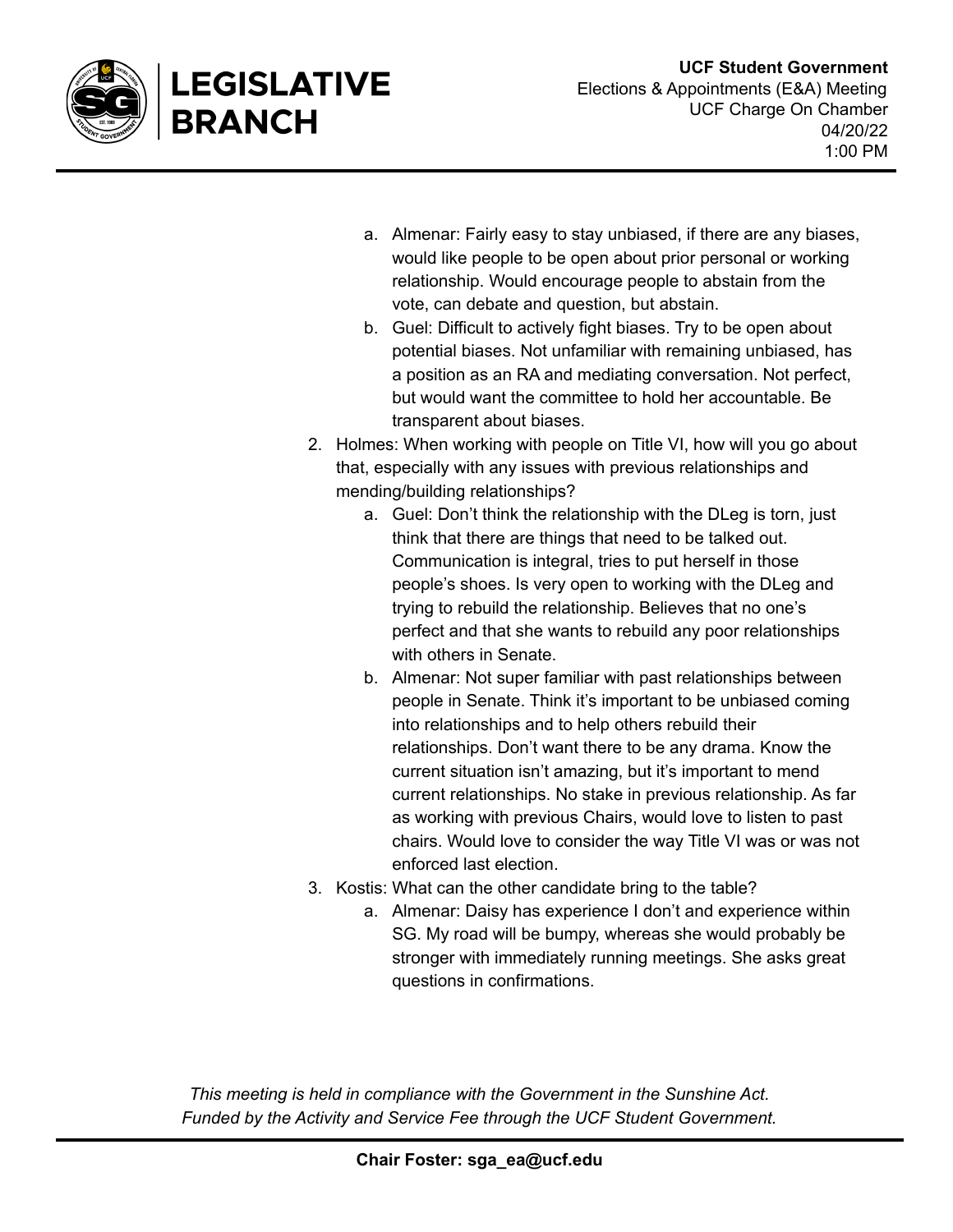a. Almenar: Fairly easy to stay unbiased, if there are any biases, would like people to be open about prior personal or working relationship. Would encourage people to abstain from the vote, can debate and question, but abstain.
   b. Guel: Difficult to actively fight biases. Try to be open about potential biases. Not unfamiliar with remaining unbiased, has a position as an RA and mediating conversation. Not perfect, but would want the committee to hold her accountable. Be transparent about biases.

2. Holmes: When working with people on Title VI, how will you go about that, especially with any issues with previous relationships and mending/building relationships?
   a. Guel: Don't think the relationship with the DLeg is torn, just think that there are things that need to be talked out. Communication is integral, tries to put herself in those people's shoes. Is very open to working with the DLeg and trying to rebuild the relationship. Believes that no one's perfect and that she wants to rebuild any poor relationships with others in Senate.
   b. Almenar: Not super familiar with past relationships between people in Senate. Think it's important to be unbiased coming into relationships and to help others rebuild their relationships. Don't want there to be any drama. Know the current situation isn't amazing, but it's important to mend current relationships. No stake in previous relationship. As far as working with previous Chairs, would love to listen to past chairs. Would love to consider the way Title VI was or was not enforced last election.
3. Kostis: What can the other candidate bring to the table?
   a. Almenar: Daisy has experience I don't and experience within SG. My road will be bumpy, whereas she would probably be stronger with immediately running meetings. She asks great questions in confirmations.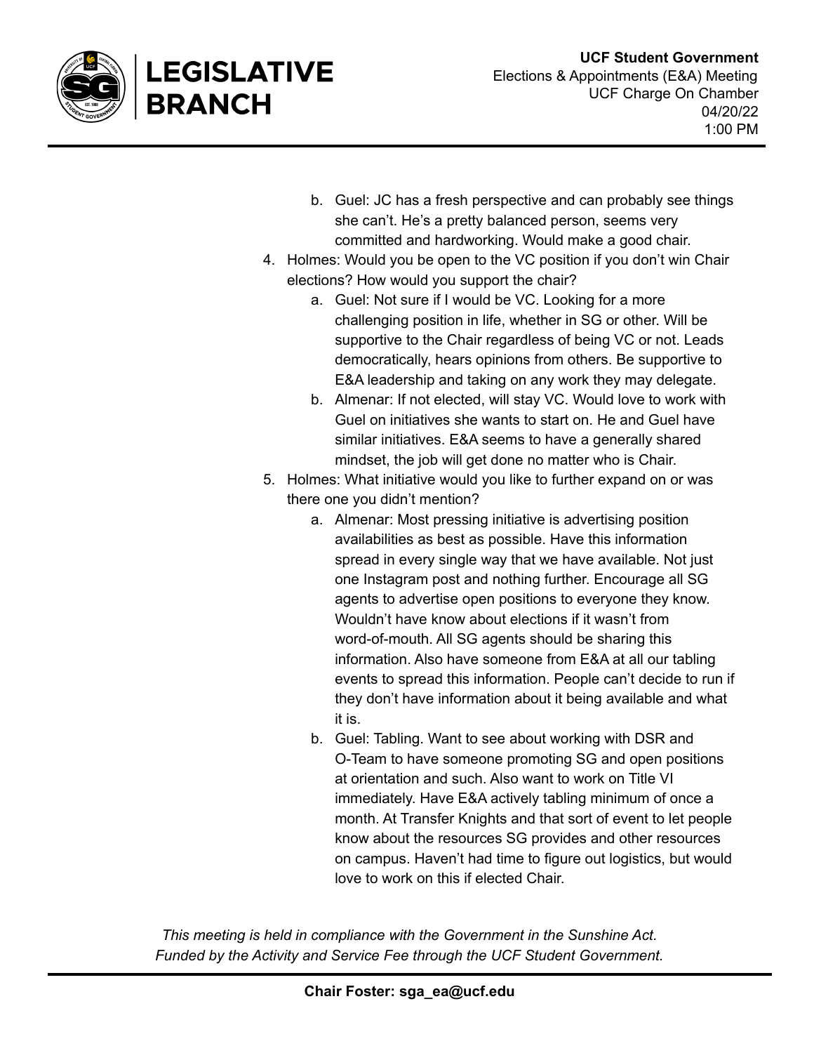b. Guel: JC has a fresh perspective and can probably see things she can't. He's a pretty balanced person, seems very committed and hardworking. Would make a good chair.

4. Holmes: Would you be open to the VC position if you don't win Chair elections? How would you support the chair?
    a. Guel: Not sure if I would be VC. Looking for a more challenging position in life, whether in SG or other. Will be supportive to the Chair regardless of being VC or not. Leads democratically, hears opinions from others. Be supportive to E&A leadership and taking on any work they may delegate.
    b. Almenar: If not elected, will stay VC. Would love to work with Guel on initiatives she wants to start on. He and Guel have similar initiatives. E&A seems to have a generally shared mindset, the job will get done no matter who is Chair.
5. Holmes: What initiative would you like to further expand on or was there one you didn't mention?
    a. Almenar: Most pressing initiative is advertising position availabilities as best as possible. Have this information spread in every single way that we have available. Not just one Instagram post and nothing further. Encourage all SG agents to advertise open positions to everyone they know. Wouldn't have know about elections if it wasn't from word-of-mouth. All SG agents should be sharing this information. Also have someone from E&A at all our tabling events to spread this information. People can't decide to run if they don't have information about it being available and what it is.
    b. Guel: Tabling. Want to see about working with DSR and O-Team to have someone promoting SG and open positions at orientation and such. Also want to work on Title VI immediately. Have E&A actively tabling minimum of once a month. At Transfer Knights and that sort of event to let people know about the resources SG provides and other resources on campus. Haven't had time to figure out logistics, but would love to work on this if elected Chair.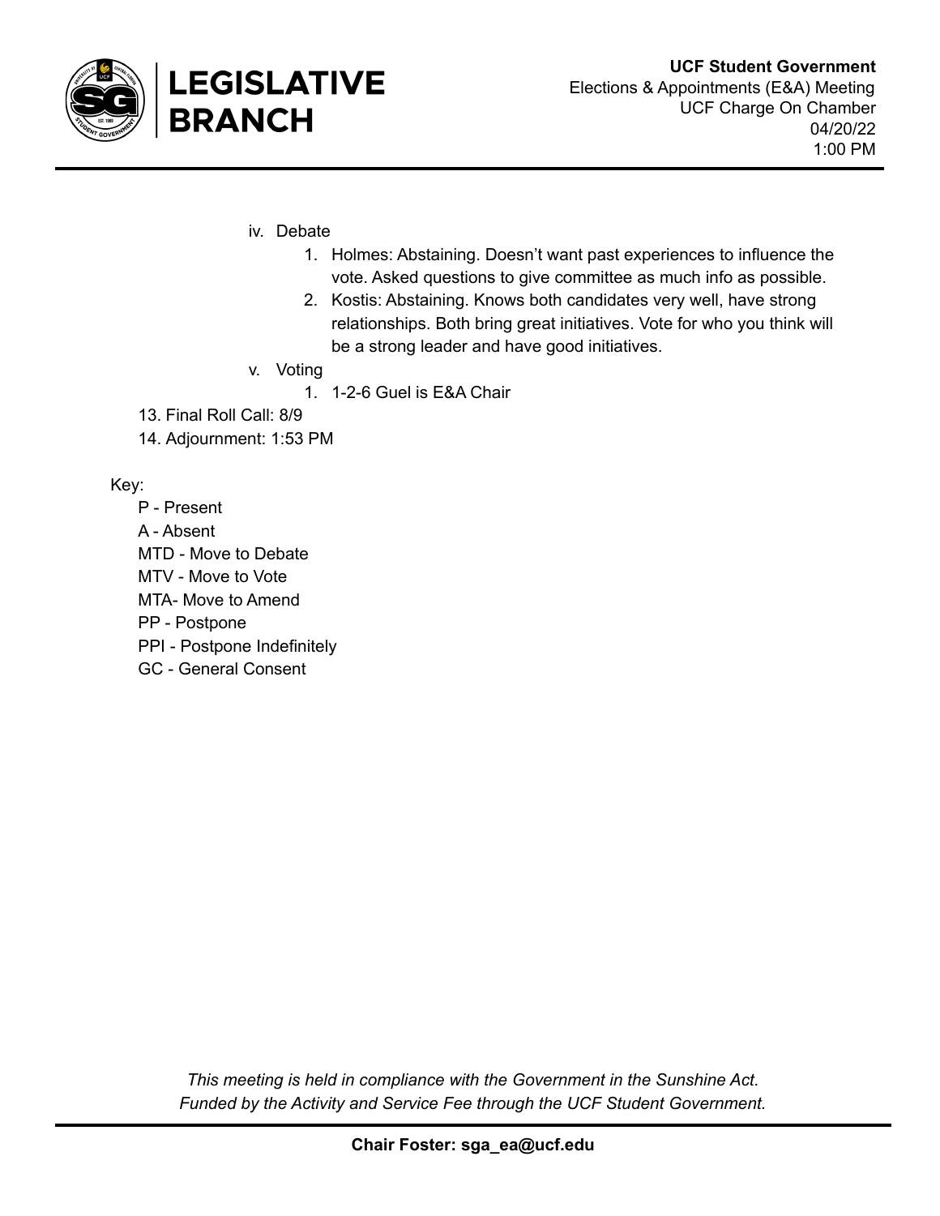iv. Debate
   1. Holmes: Abstaining. Doesn't want past experiences to influence the vote. Asked questions to give committee as much info as possible.
   2. Kostis: Abstaining. Knows both candidates very well, have strong relationships. Both bring great initiatives. Vote for who you think will be a strong leader and have good initiatives.

v. Voting
   1. 1-2-6 Guel is E&A Chair

13. Final Roll Call: 8/9
14. Adjournment: 1:53 PM

Key:

- P - Present
- A - Absent
- MTD - Move to Debate
- MTV - Move to Vote
- MTA- Move to Amend
- PP - Postpone
- PPI - Postpone Indefinitely
- GC - General Consent

*This meeting is held in compliance with the Government in the Sunshine Act.*
*Funded by the Activity and Service Fee through the UCF Student Government.*

**Chair Foster: sga_ea@ucf.edu**